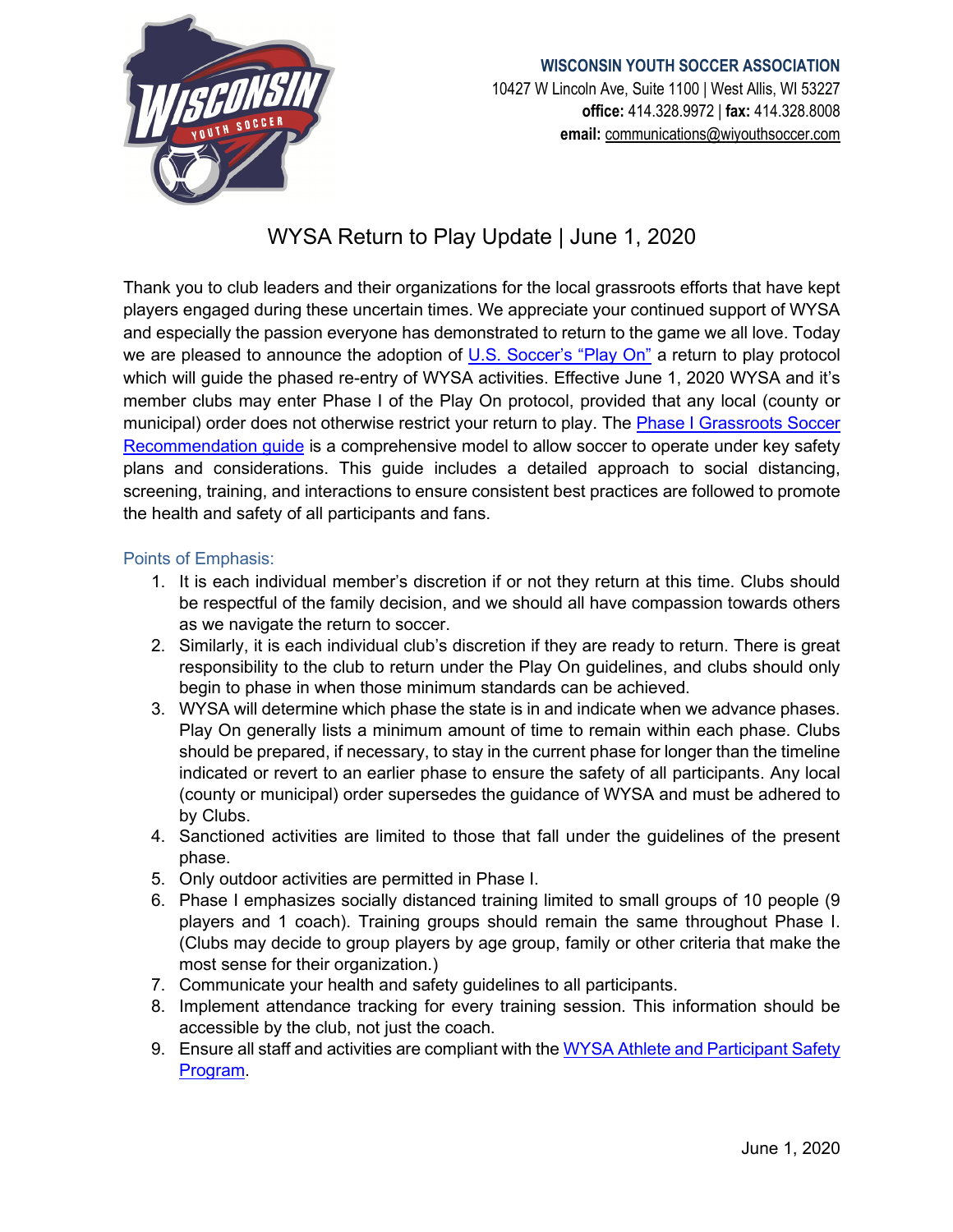**WISCONSIN YOUTH SOCCER ASSOCIATION**
10427 W Lincoln Ave, Suite 1100 | West Allis, WI 53227
**office:** 414.328.9972 | **fax:** 414.328.8008
**email:** communications@wiyouthsoccer.com

# WYSA Return to Play Update | June 1, 2020

Thank you to club leaders and their organizations for the local grassroots efforts that have kept players engaged during these uncertain times. We appreciate your continued support of WYSA and especially the passion everyone has demonstrated to return to the game we all love. Today we are pleased to announce the adoption of U.S. Soccer's "Play On" a return to play protocol which will guide the phased re-entry of WYSA activities. Effective June 1, 2020 WYSA and it's member clubs may enter Phase I of the Play On protocol, provided that any local (county or municipal) order does not otherwise restrict your return to play. The Phase I Grassroots Soccer Recommendation guide is a comprehensive model to allow soccer to operate under key safety plans and considerations. This guide includes a detailed approach to social distancing, screening, training, and interactions to ensure consistent best practices are followed to promote the health and safety of all participants and fans.

## Points of Emphasis:

1. It is each individual member's discretion if or not they return at this time. Clubs should be respectful of the family decision, and we should all have compassion towards others as we navigate the return to soccer.
2. Similarly, it is each individual club's discretion if they are ready to return. There is great responsibility to the club to return under the Play On guidelines, and clubs should only begin to phase in when those minimum standards can be achieved.
3. WYSA will determine which phase the state is in and indicate when we advance phases. Play On generally lists a minimum amount of time to remain within each phase. Clubs should be prepared, if necessary, to stay in the current phase for longer than the timeline indicated or revert to an earlier phase to ensure the safety of all participants. Any local (county or municipal) order supersedes the guidance of WYSA and must be adhered to by Clubs.
4. Sanctioned activities are limited to those that fall under the guidelines of the present phase.
5. Only outdoor activities are permitted in Phase I.
6. Phase I emphasizes socially distanced training limited to small groups of 10 people (9 players and 1 coach). Training groups should remain the same throughout Phase I. (Clubs may decide to group players by age group, family or other criteria that make the most sense for their organization.)
7. Communicate your health and safety guidelines to all participants.
8. Implement attendance tracking for every training session. This information should be accessible by the club, not just the coach.
9. Ensure all staff and activities are compliant with the WYSA Athlete and Participant Safety Program.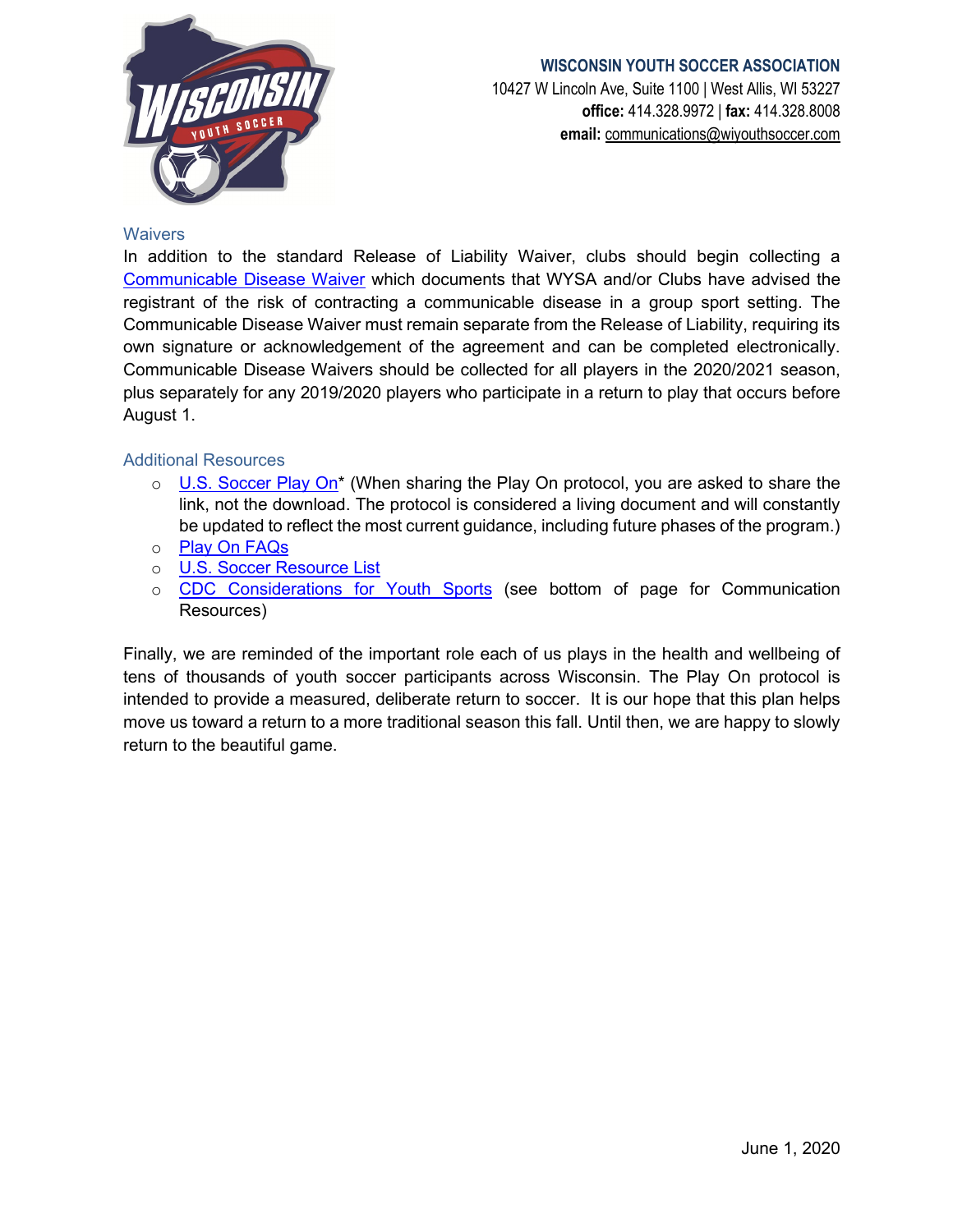**WISCONSIN YOUTH SOCCER ASSOCIATION**
10427 W Lincoln Ave, Suite 1100 | West Allis, WI 53227
**office:** 414.328.9972 | **fax:** 414.328.8008
**email:** communications@wiyouthsoccer.com

## Waivers

In addition to the standard Release of Liability Waiver, clubs should begin collecting a Communicable Disease Waiver which documents that WYSA and/or Clubs have advised the registrant of the risk of contracting a communicable disease in a group sport setting. The Communicable Disease Waiver must remain separate from the Release of Liability, requiring its own signature or acknowledgement of the agreement and can be completed electronically. Communicable Disease Waivers should be collected for all players in the 2020/2021 season, plus separately for any 2019/2020 players who participate in a return to play that occurs before August 1.

## Additional Resources

- U.S. Soccer Play On* (When sharing the Play On protocol, you are asked to share the link, not the download. The protocol is considered a living document and will constantly be updated to reflect the most current guidance, including future phases of the program.)
- Play On FAQs
- U.S. Soccer Resource List
- CDC Considerations for Youth Sports (see bottom of page for Communication Resources)

Finally, we are reminded of the important role each of us plays in the health and wellbeing of tens of thousands of youth soccer participants across Wisconsin. The Play On protocol is intended to provide a measured, deliberate return to soccer. It is our hope that this plan helps move us toward a return to a more traditional season this fall. Until then, we are happy to slowly return to the beautiful game.

June 1, 2020